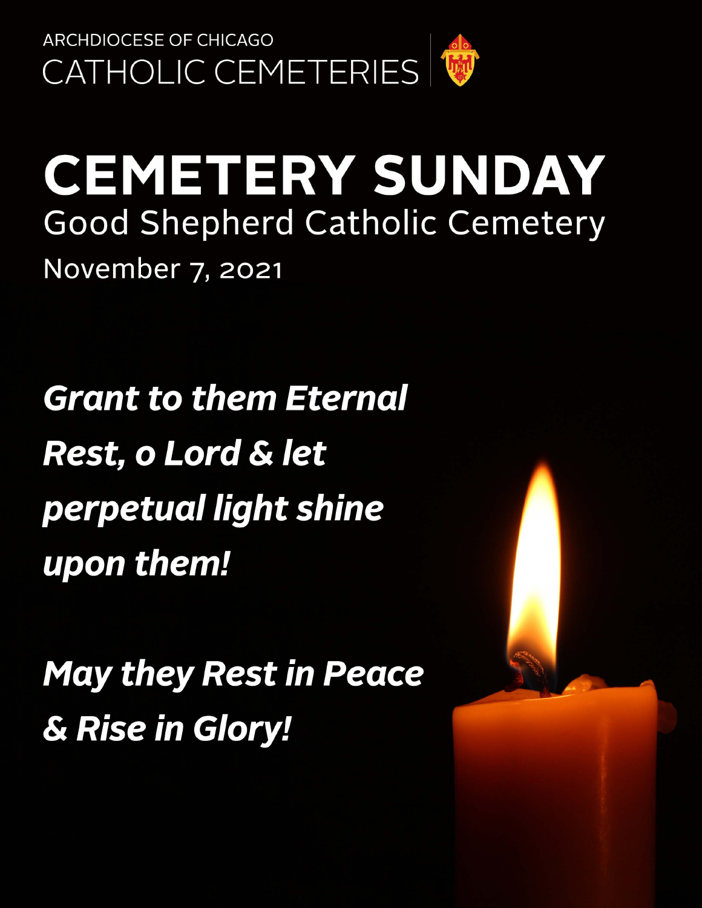ARCHDIOCESE OF CHICAGO
CATHOLIC CEMETERIES

# CEMETERY SUNDAY

## Good Shepherd Catholic Cemetery

November 7, 2021

***Grant to them Eternal Rest, o Lord & let perpetual light shine upon them!***

***May they Rest in Peace & Rise in Glory!***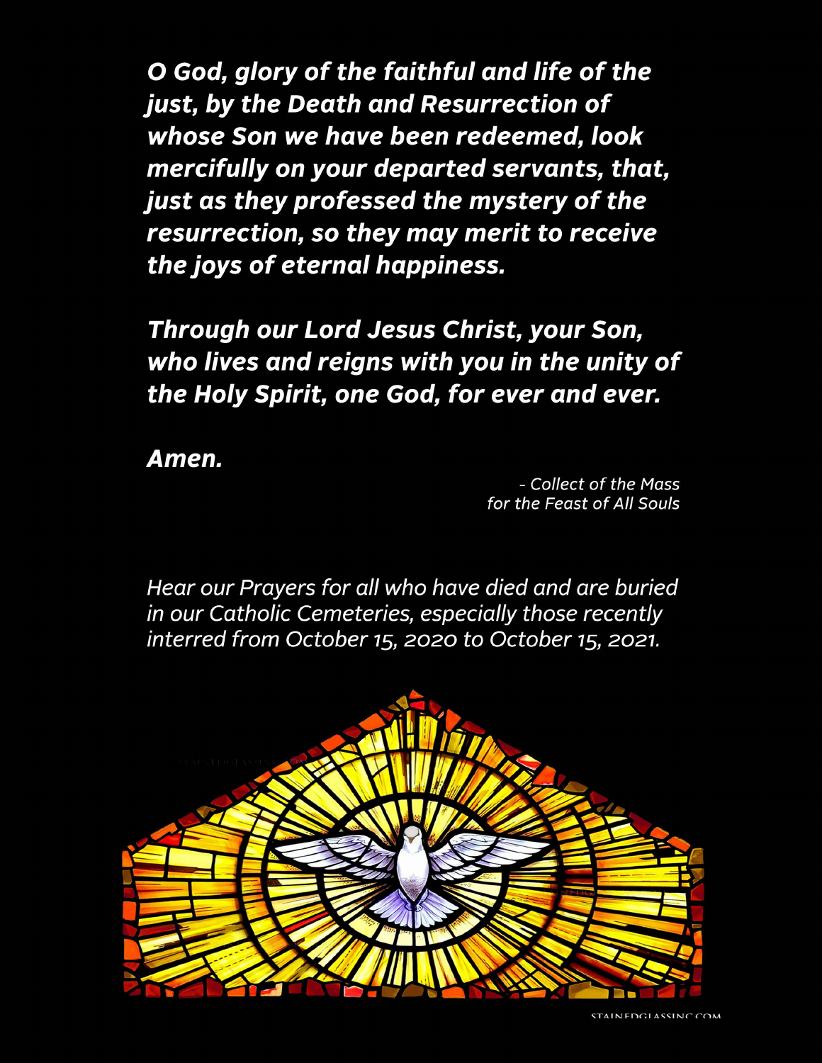***O God, glory of the faithful and life of the just, by the Death and Resurrection of whose Son we have been redeemed, look mercifully on your departed servants, that, just as they professed the mystery of the resurrection, so they may merit to receive the joys of eternal happiness.***

***Through our Lord Jesus Christ, your Son, who lives and reigns with you in the unity of the Holy Spirit, one God, for ever and ever.***

***Amen.***

*- Collect of the Mass for the Feast of All Souls*

*Hear our Prayers for all who have died and are buried in our Catholic Cemeteries, especially those recently interred from October 15, 2020 to October 15, 2021.*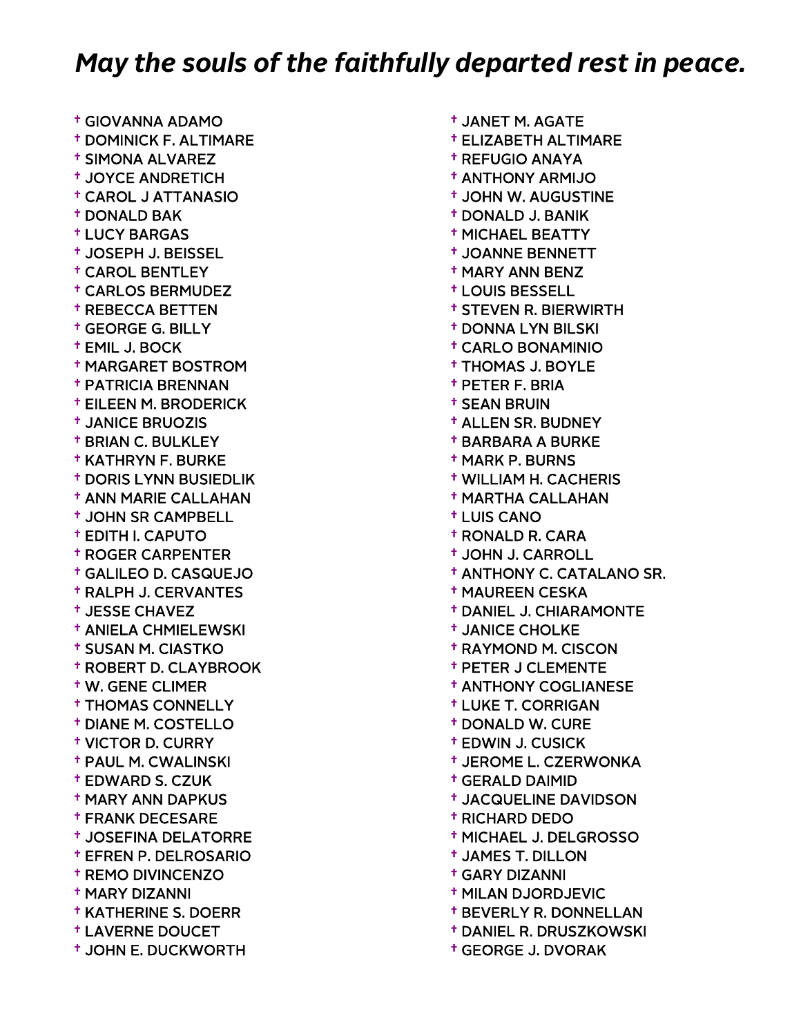## *May the souls of the faithfully departed rest in peace.*

- † GIOVANNA ADAMO
- † DOMINICK F. ALTIMARE
- † SIMONA ALVAREZ
- † JOYCE ANDRETICH
- † CAROL J ATTANASIO
- † DONALD BAK
- † LUCY BARGAS
- † JOSEPH J. BEISSEL
- † CAROL BENTLEY
- † CARLOS BERMUDEZ
- † REBECCA BETTEN
- † GEORGE G. BILLY
- † EMIL J. BOCK
- † MARGARET BOSTROM
- † PATRICIA BRENNAN
- † EILEEN M. BRODERICK
- † JANICE BRUOZIS
- † BRIAN C. BULKLEY
- † KATHRYN F. BURKE
- † DORIS LYNN BUSIEDLIK
- † ANN MARIE CALLAHAN
- † JOHN SR CAMPBELL
- † EDITH I. CAPUTO
- † ROGER CARPENTER
- † GALILEO D. CASQUEJO
- † RALPH J. CERVANTES
- † JESSE CHAVEZ
- † ANIELA CHMIELEWSKI
- † SUSAN M. CIASTKO
- † ROBERT D. CLAYBROOK
- † W. GENE CLIMER
- † THOMAS CONNELLY
- † DIANE M. COSTELLO
- † VICTOR D. CURRY
- † PAUL M. CWALINSKI
- † EDWARD S. CZUK
- † MARY ANN DAPKUS
- † FRANK DECESARE
- † JOSEFINA DELATORRE
- † EFREN P. DELROSARIO
- † REMO DIVINCENZO
- † MARY DIZANNI
- † KATHERINE S. DOERR
- † LAVERNE DOUCET
- † JOHN E. DUCKWORTH
- † JANET M. AGATE
- † ELIZABETH ALTIMARE
- † REFUGIO ANAYA
- † ANTHONY ARMIJO
- † JOHN W. AUGUSTINE
- † DONALD J. BANIK
- † MICHAEL BEATTY
- † JOANNE BENNETT
- † MARY ANN BENZ
- † LOUIS BESSELL
- † STEVEN R. BIERWIRTH
- † DONNA LYN BILSKI
- † CARLO BONAMINIO
- † THOMAS J. BOYLE
- † PETER F. BRIA
- † SEAN BRUIN
- † ALLEN SR. BUDNEY
- † BARBARA A BURKE
- † MARK P. BURNS
- † WILLIAM H. CACHERIS
- † MARTHA CALLAHAN
- † LUIS CANO
- † RONALD R. CARA
- † JOHN J. CARROLL
- † ANTHONY C. CATALANO SR.
- † MAUREEN CESKA
- † DANIEL J. CHIARAMONTE
- † JANICE CHOLKE
- † RAYMOND M. CISCON
- † PETER J CLEMENTE
- † ANTHONY COGLIANESE
- † LUKE T. CORRIGAN
- † DONALD W. CURE
- † EDWIN J. CUSICK
- † JEROME L. CZERWONKA
- † GERALD DAIMID
- † JACQUELINE DAVIDSON
- † RICHARD DEDO
- † MICHAEL J. DELGROSSO
- † JAMES T. DILLON
- † GARY DIZANNI
- † MILAN DJORDJEVIC
- † BEVERLY R. DONNELLAN
- † DANIEL R. DRUSZKOWSKI
- † GEORGE J. DVORAK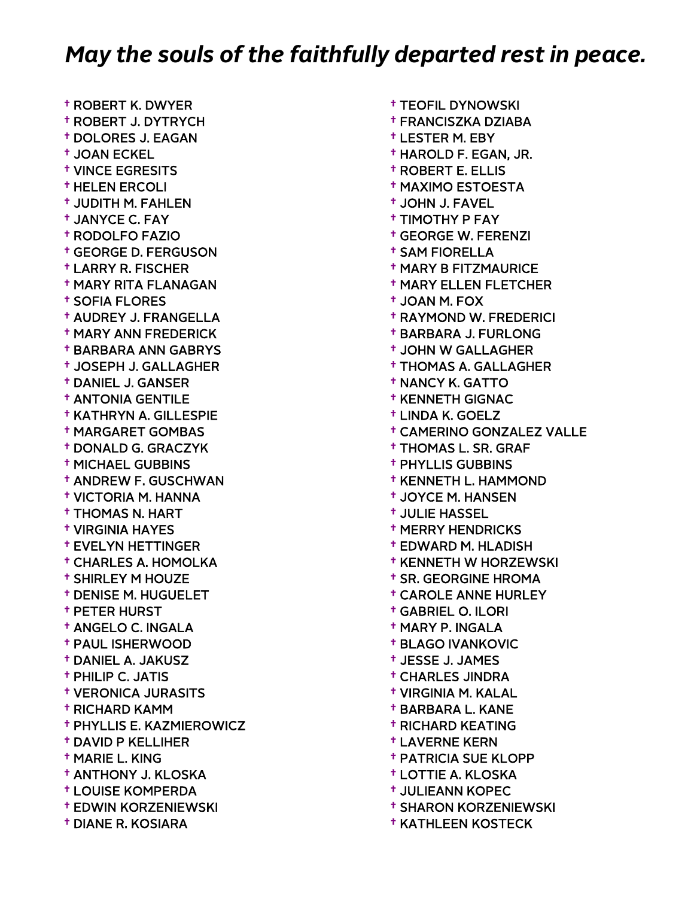*May the souls of the faithfully departed rest in peace.*

- † ROBERT K. DWYER
- † ROBERT J. DYTRYCH
- † DOLORES J. EAGAN
- † JOAN ECKEL
- † VINCE EGRESITS
- † HELEN ERCOLI
- † JUDITH M. FAHLEN
- † JANYCE C. FAY
- † RODOLFO FAZIO
- † GEORGE D. FERGUSON
- † LARRY R. FISCHER
- † MARY RITA FLANAGAN
- † SOFIA FLORES
- † AUDREY J. FRANGELLA
- † MARY ANN FREDERICK
- † BARBARA ANN GABRYS
- † JOSEPH J. GALLAGHER
- † DANIEL J. GANSER
- † ANTONIA GENTILE
- † KATHRYN A. GILLESPIE
- † MARGARET GOMBAS
- † DONALD G. GRACZYK
- † MICHAEL GUBBINS
- † ANDREW F. GUSCHWAN
- † VICTORIA M. HANNA
- † THOMAS N. HART
- † VIRGINIA HAYES
- † EVELYN HETTINGER
- † CHARLES A. HOMOLKA
- † SHIRLEY M HOUZE
- † DENISE M. HUGUELET
- † PETER HURST
- † ANGELO C. INGALA
- † PAUL ISHERWOOD
- † DANIEL A. JAKUSZ
- † PHILIP C. JATIS
- † VERONICA JURASITS
- † RICHARD KAMM
- † PHYLLIS E. KAZMIEROWICZ
- † DAVID P KELLIHER
- † MARIE L. KING
- † ANTHONY J. KLOSKA
- † LOUISE KOMPERDA
- † EDWIN KORZENIEWSKI
- † DIANE R. KOSIARA
- † TEOFIL DYNOWSKI
- † FRANCISZKA DZIABA
- † LESTER M. EBY
- † HAROLD F. EGAN, JR.
- † ROBERT E. ELLIS
- † MAXIMO ESTOESTA
- † JOHN J. FAVEL
- † TIMOTHY P FAY
- † GEORGE W. FERENZI
- † SAM FIORELLA
- † MARY B FITZMAURICE
- † MARY ELLEN FLETCHER
- † JOAN M. FOX
- † RAYMOND W. FREDERICI
- † BARBARA J. FURLONG
- † JOHN W GALLAGHER
- † THOMAS A. GALLAGHER
- † NANCY K. GATTO
- † KENNETH GIGNAC
- † LINDA K. GOELZ
- † CAMERINO GONZALEZ VALLE
- † THOMAS L. SR. GRAF
- † PHYLLIS GUBBINS
- † KENNETH L. HAMMOND
- † JOYCE M. HANSEN
- † JULIE HASSEL
- † MERRY HENDRICKS
- † EDWARD M. HLADISH
- † KENNETH W HORZEWSKI
- † SR. GEORGINE HROMA
- † CAROLE ANNE HURLEY
- † GABRIEL O. ILORI
- † MARY P. INGALA
- † BLAGO IVANKOVIC
- † JESSE J. JAMES
- † CHARLES JINDRA
- † VIRGINIA M. KALAL
- † BARBARA L. KANE
- † RICHARD KEATING
- † LAVERNE KERN
- † PATRICIA SUE KLOPP
- † LOTTIE A. KLOSKA
- † JULIEANN KOPEC
- † SHARON KORZENIEWSKI
- † KATHLEEN KOSTECK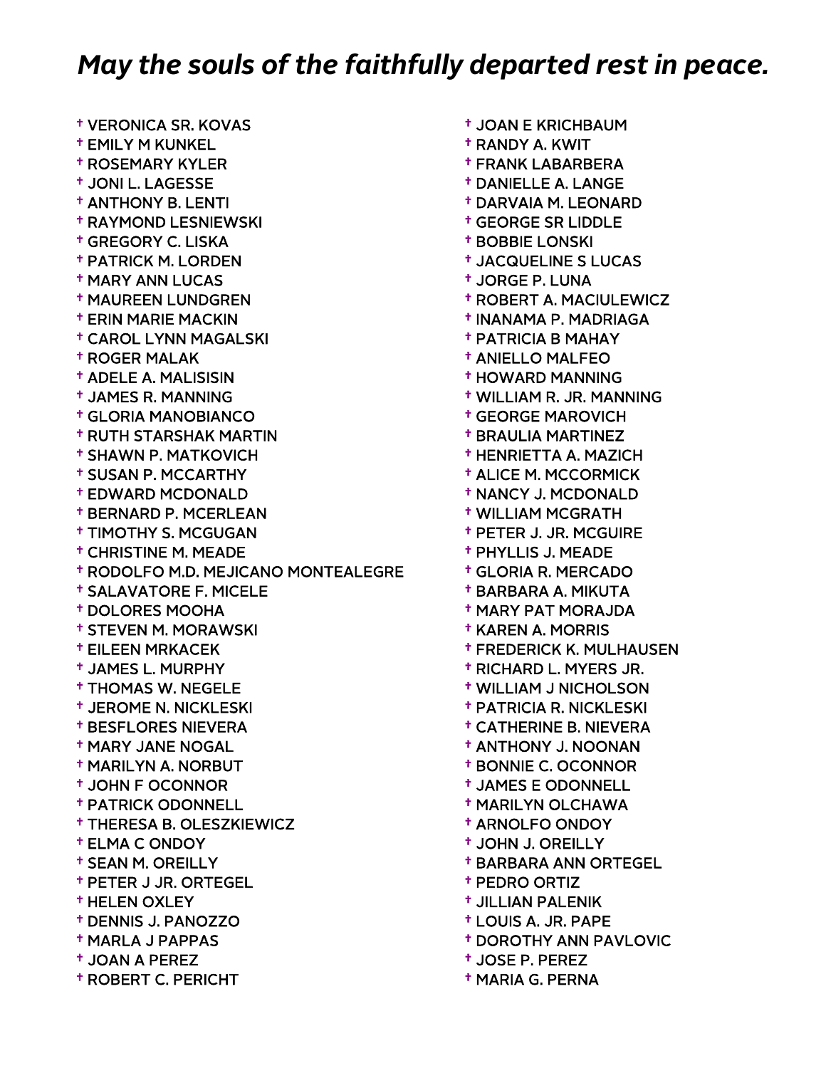## *May the souls of the faithfully departed rest in peace.*

- † VERONICA SR. KOVAS
- † EMILY M KUNKEL
- † ROSEMARY KYLER
- † JONI L. LAGESSE
- † ANTHONY B. LENTI
- † RAYMOND LESNIEWSKI
- † GREGORY C. LISKA
- † PATRICK M. LORDEN
- † MARY ANN LUCAS
- † MAUREEN LUNDGREN
- † ERIN MARIE MACKIN
- † CAROL LYNN MAGALSKI
- † ROGER MALAK
- † ADELE A. MALISISIN
- † JAMES R. MANNING
- † GLORIA MANOBIANCO
- † RUTH STARSHAK MARTIN
- † SHAWN P. MATKOVICH
- † SUSAN P. MCCARTHY
- † EDWARD MCDONALD
- † BERNARD P. MCERLEAN
- † TIMOTHY S. MCGUGAN
- † CHRISTINE M. MEADE
- † RODOLFO M.D. MEJICANO MONTEALEGRE
- † SALAVATORE F. MICELE
- † DOLORES MOOHA
- † STEVEN M. MORAWSKI
- † EILEEN MRKACEK
- † JAMES L. MURPHY
- † THOMAS W. NEGELE
- † JEROME N. NICKLESKI
- † BESFLORES NIEVERA
- † MARY JANE NOGAL
- † MARILYN A. NORBUT
- † JOHN F OCONNOR
- † PATRICK ODONNELL
- † THERESA B. OLESZKIEWICZ
- † ELMA C ONDOY
- † SEAN M. OREILLY
- † PETER J JR. ORTEGEL
- † HELEN OXLEY
- † DENNIS J. PANOZZO
- † MARLA J PAPPAS
- † JOAN A PEREZ
- † ROBERT C. PERICHT
- † JOAN E KRICHBAUM
- † RANDY A. KWIT
- † FRANK LABARBERA
- † DANIELLE A. LANGE
- † DARVAIA M. LEONARD
- † GEORGE SR LIDDLE
- † BOBBIE LONSKI
- † JACQUELINE S LUCAS
- † JORGE P. LUNA
- † ROBERT A. MACIULEWICZ
- † INANAMA P. MADRIAGA
- † PATRICIA B MAHAY
- † ANIELLO MALFEO
- † HOWARD MANNING
- † WILLIAM R. JR. MANNING
- † GEORGE MAROVICH
- † BRAULIA MARTINEZ
- † HENRIETTA A. MAZICH
- † ALICE M. MCCORMICK
- † NANCY J. MCDONALD
- † WILLIAM MCGRATH
- † PETER J. JR. MCGUIRE
- † PHYLLIS J. MEADE
- † GLORIA R. MERCADO
- † BARBARA A. MIKUTA
- † MARY PAT MORAJDA
- † KAREN A. MORRIS
- † FREDERICK K. MULHAUSEN
- † RICHARD L. MYERS JR.
- † WILLIAM J NICHOLSON
- † PATRICIA R. NICKLESKI
- † CATHERINE B. NIEVERA
- † ANTHONY J. NOONAN
- † BONNIE C. OCONNOR
- † JAMES E ODONNELL
- † MARILYN OLCHAWA
- † ARNOLFO ONDOY
- † JOHN J. OREILLY
- † BARBARA ANN ORTEGEL
- † PEDRO ORTIZ
- † JILLIAN PALENIK
- † LOUIS A. JR. PAPE
- † DOROTHY ANN PAVLOVIC
- † JOSE P. PEREZ
- † MARIA G. PERNA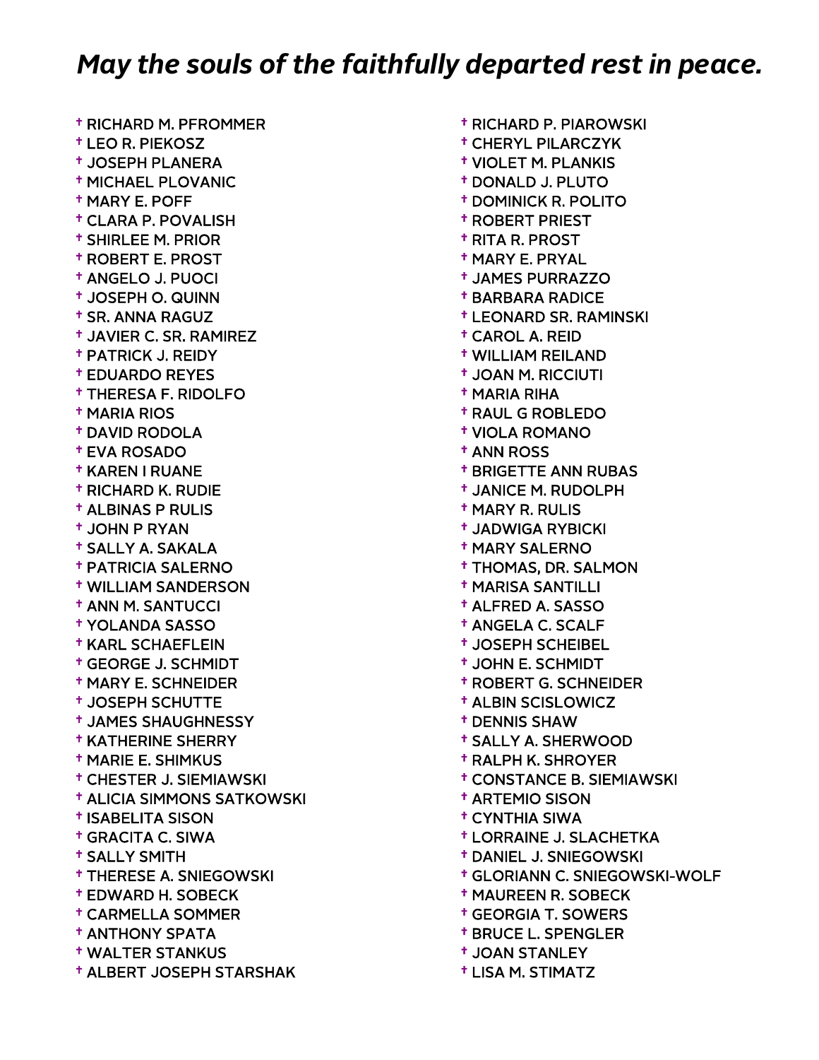## *May the souls of the faithfully departed rest in peace.*

- † RICHARD M. PFROMMER
- † LEO R. PIEKOSZ
- † JOSEPH PLANERA
- † MICHAEL PLOVANIC
- † MARY E. POFF
- † CLARA P. POVALISH
- † SHIRLEE M. PRIOR
- † ROBERT E. PROST
- † ANGELO J. PUOCI
- † JOSEPH O. QUINN
- † SR. ANNA RAGUZ
- † JAVIER C. SR. RAMIREZ
- † PATRICK J. REIDY
- † EDUARDO REYES
- † THERESA F. RIDOLFO
- † MARIA RIOS
- † DAVID RODOLA
- † EVA ROSADO
- † KAREN I RUANE
- † RICHARD K. RUDIE
- † ALBINAS P RULIS
- † JOHN P RYAN
- † SALLY A. SAKALA
- † PATRICIA SALERNO
- † WILLIAM SANDERSON
- † ANN M. SANTUCCI
- † YOLANDA SASSO
- † KARL SCHAEFLEIN
- † GEORGE J. SCHMIDT
- † MARY E. SCHNEIDER
- † JOSEPH SCHUTTE
- † JAMES SHAUGHNESSY
- † KATHERINE SHERRY
- † MARIE E. SHIMKUS
- † CHESTER J. SIEMIAWSKI
- † ALICIA SIMMONS SATKOWSKI
- † ISABELITA SISON
- † GRACITA C. SIWA
- † SALLY SMITH
- † THERESE A. SNIEGOWSKI
- † EDWARD H. SOBECK
- † CARMELLA SOMMER
- † ANTHONY SPATA
- † WALTER STANKUS
- † ALBERT JOSEPH STARSHAK
- † RICHARD P. PIAROWSKI
- † CHERYL PILARCZYK
- † VIOLET M. PLANKIS
- † DONALD J. PLUTO
- † DOMINICK R. POLITO
- † ROBERT PRIEST
- † RITA R. PROST
- † MARY E. PRYAL
- † JAMES PURRAZZO
- † BARBARA RADICE
- † LEONARD SR. RAMINSKI
- † CAROL A. REID
- † WILLIAM REILAND
- † JOAN M. RICCIUTI
- † MARIA RIHA
- † RAUL G ROBLEDO
- † VIOLA ROMANO
- † ANN ROSS
- † BRIGETTE ANN RUBAS
- † JANICE M. RUDOLPH
- † MARY R. RULIS
- † JADWIGA RYBICKI
- † MARY SALERNO
- † THOMAS, DR. SALMON
- † MARISA SANTILLI
- † ALFRED A. SASSO
- † ANGELA C. SCALF
- † JOSEPH SCHEIBEL
- † JOHN E. SCHMIDT
- † ROBERT G. SCHNEIDER
- † ALBIN SCISLOWICZ
- † DENNIS SHAW
- † SALLY A. SHERWOOD
- † RALPH K. SHROYER
- † CONSTANCE B. SIEMIAWSKI
- † ARTEMIO SISON
- † CYNTHIA SIWA
- † LORRAINE J. SLACHETKA
- † DANIEL J. SNIEGOWSKI
- † GLORIANN C. SNIEGOWSKI-WOLF
- † MAUREEN R. SOBECK
- † GEORGIA T. SOWERS
- † BRUCE L. SPENGLER
- † JOAN STANLEY
- † LISA M. STIMATZ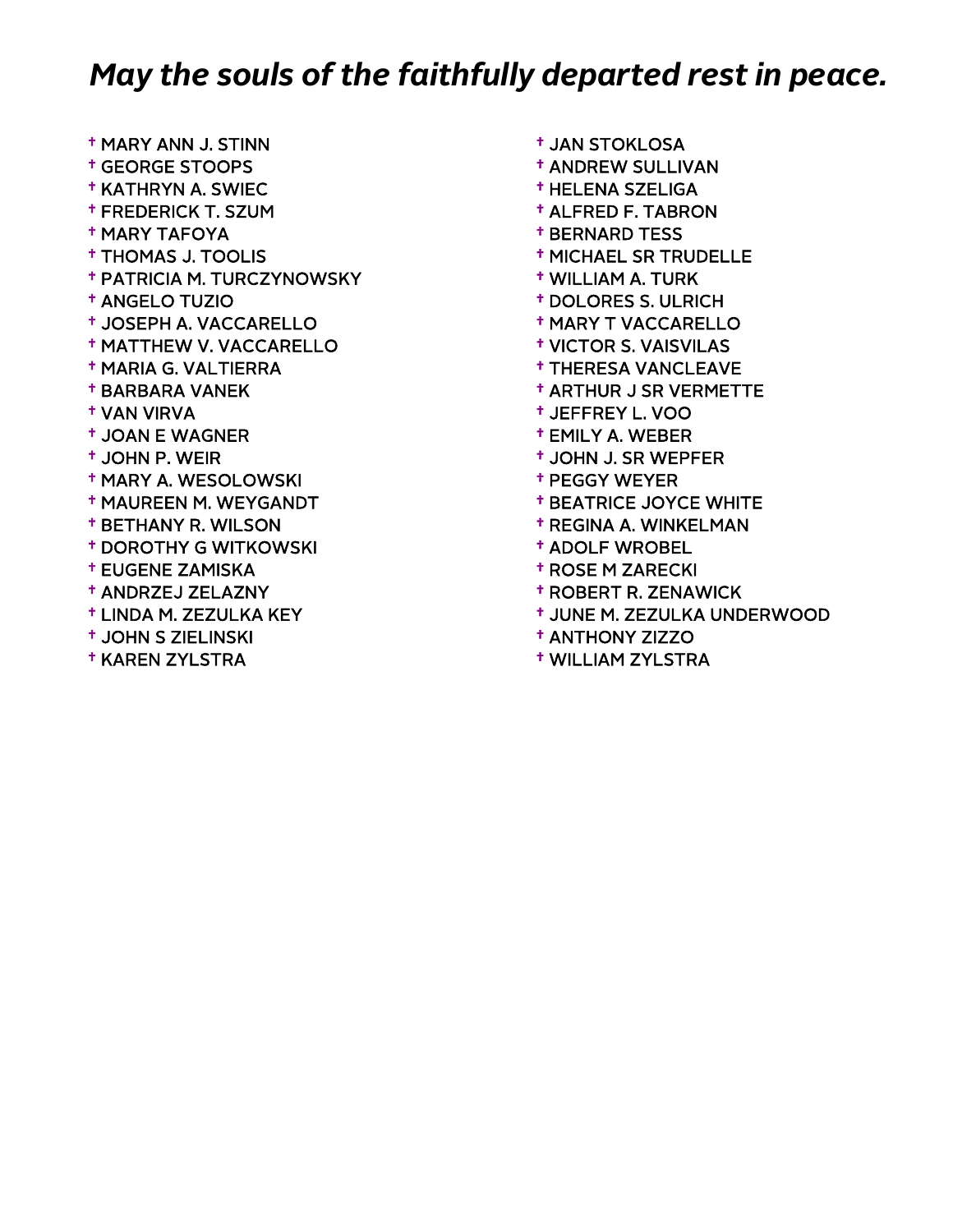***May the souls of the faithfully departed rest in peace.***

- † MARY ANN J. STINN
- † GEORGE STOOPS
- † KATHRYN A. SWIEC
- † FREDERICK T. SZUM
- † MARY TAFOYA
- † THOMAS J. TOOLIS
- † PATRICIA M. TURCZYNOWSKY
- † ANGELO TUZIO
- † JOSEPH A. VACCARELLO
- † MATTHEW V. VACCARELLO
- † MARIA G. VALTIERRA
- † BARBARA VANEK
- † VAN VIRVA
- † JOAN E WAGNER
- † JOHN P. WEIR
- † MARY A. WESOLOWSKI
- † MAUREEN M. WEYGANDT
- † BETHANY R. WILSON
- † DOROTHY G WITKOWSKI
- † EUGENE ZAMISKA
- † ANDRZEJ ZELAZNY
- † LINDA M. ZEZULKA KEY
- † JOHN S ZIELINSKI
- † KAREN ZYLSTRA
- † JAN STOKLOSA
- † ANDREW SULLIVAN
- † HELENA SZELIGA
- † ALFRED F. TABRON
- † BERNARD TESS
- † MICHAEL SR TRUDELLE
- † WILLIAM A. TURK
- † DOLORES S. ULRICH
- † MARY T VACCARELLO
- † VICTOR S. VAISVILAS
- † THERESA VANCLEAVE
- † ARTHUR J SR VERMETTE
- † JEFFREY L. VOO
- † EMILY A. WEBER
- † JOHN J. SR WEPFER
- † PEGGY WEYER
- † BEATRICE JOYCE WHITE
- † REGINA A. WINKELMAN
- † ADOLF WROBEL
- † ROSE M ZARECKI
- † ROBERT R. ZENAWICK
- † JUNE M. ZEZULKA UNDERWOOD
- † ANTHONY ZIZZO
- † WILLIAM ZYLSTRA